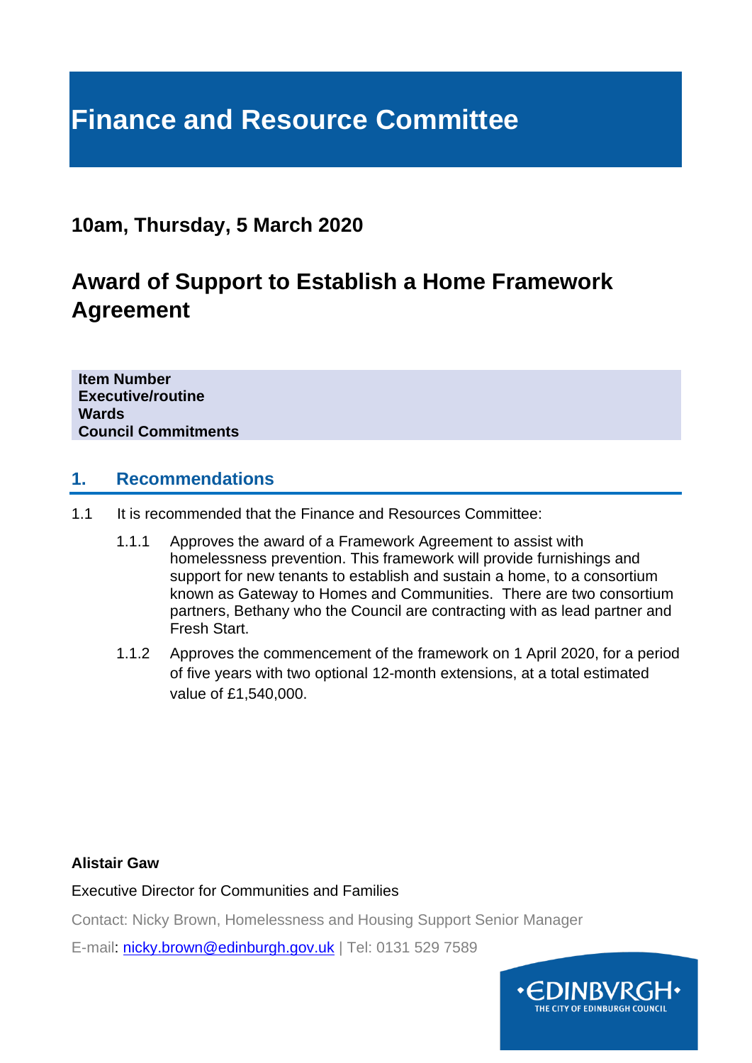# Finance and Resource Committee

## 10am, Thursday, 5 March 2020

## Award of Support to Establish a Home Framework Agreement

**Item Number**
**Executive/routine**
**Wards**
**Council Commitments**

## 1. Recommendations

1.1 It is recommended that the Finance and Resources Committee:

1.1.1 Approves the award of a Framework Agreement to assist with homelessness prevention. This framework will provide furnishings and support for new tenants to establish and sustain a home, to a consortium known as Gateway to Homes and Communities. There are two consortium partners, Bethany who the Council are contracting with as lead partner and Fresh Start.

1.1.2 Approves the commencement of the framework on 1 April 2020, for a period of five years with two optional 12-month extensions, at a total estimated value of £1,540,000.

**Alistair Gaw**

Executive Director for Communities and Families

Contact: Nicky Brown, Homelessness and Housing Support Senior Manager

E-mail: nicky.brown@edinburgh.gov.uk | Tel: 0131 529 7589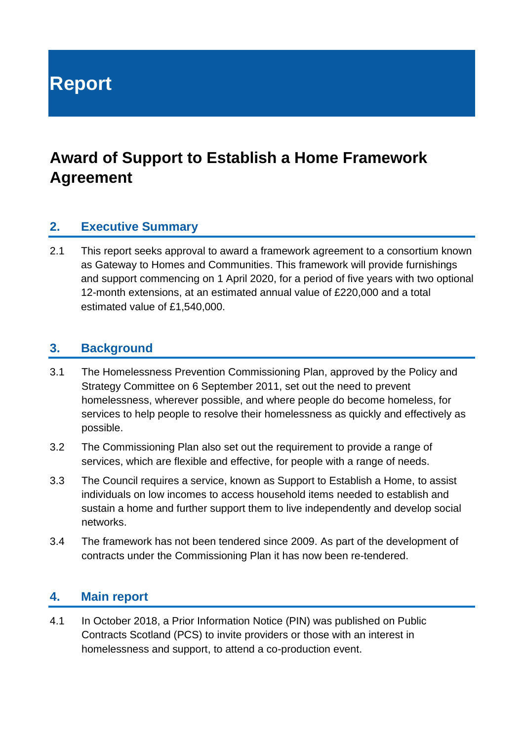# Report

# Award of Support to Establish a Home Framework Agreement

## 2. Executive Summary

2.1 This report seeks approval to award a framework agreement to a consortium known as Gateway to Homes and Communities. This framework will provide furnishings and support commencing on 1 April 2020, for a period of five years with two optional 12-month extensions, at an estimated annual value of £220,000 and a total estimated value of £1,540,000.

## 3. Background

3.1 The Homelessness Prevention Commissioning Plan, approved by the Policy and Strategy Committee on 6 September 2011, set out the need to prevent homelessness, wherever possible, and where people do become homeless, for services to help people to resolve their homelessness as quickly and effectively as possible.

3.2 The Commissioning Plan also set out the requirement to provide a range of services, which are flexible and effective, for people with a range of needs.

3.3 The Council requires a service, known as Support to Establish a Home, to assist individuals on low incomes to access household items needed to establish and sustain a home and further support them to live independently and develop social networks.

3.4 The framework has not been tendered since 2009. As part of the development of contracts under the Commissioning Plan it has now been re-tendered.

## 4. Main report

4.1 In October 2018, a Prior Information Notice (PIN) was published on Public Contracts Scotland (PCS) to invite providers or those with an interest in homelessness and support, to attend a co-production event.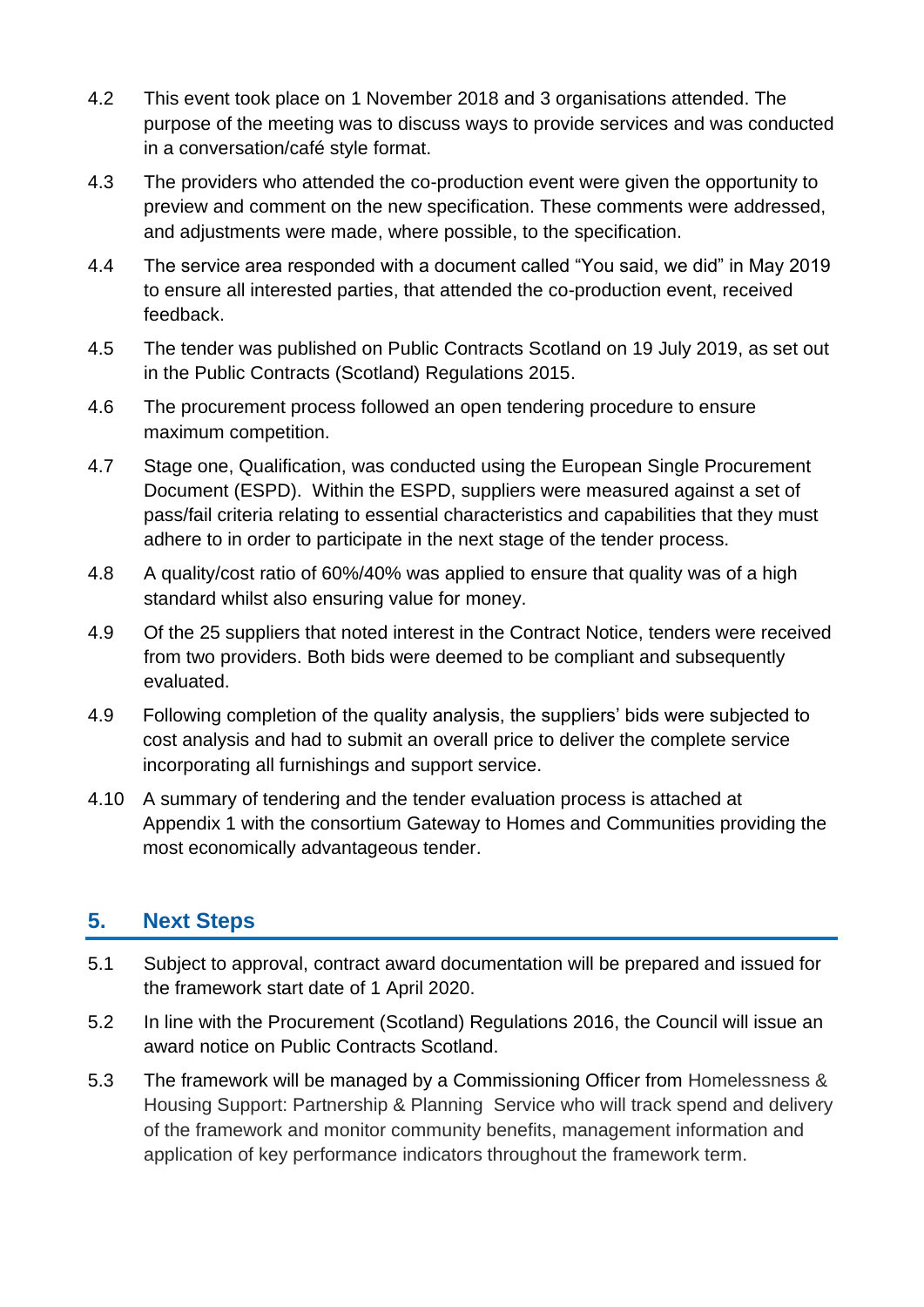4.2 This event took place on 1 November 2018 and 3 organisations attended. The purpose of the meeting was to discuss ways to provide services and was conducted in a conversation/café style format.

4.3 The providers who attended the co-production event were given the opportunity to preview and comment on the new specification. These comments were addressed, and adjustments were made, where possible, to the specification.

4.4 The service area responded with a document called "You said, we did" in May 2019 to ensure all interested parties, that attended the co-production event, received feedback.

4.5 The tender was published on Public Contracts Scotland on 19 July 2019, as set out in the Public Contracts (Scotland) Regulations 2015.

4.6 The procurement process followed an open tendering procedure to ensure maximum competition.

4.7 Stage one, Qualification, was conducted using the European Single Procurement Document (ESPD). Within the ESPD, suppliers were measured against a set of pass/fail criteria relating to essential characteristics and capabilities that they must adhere to in order to participate in the next stage of the tender process.

4.8 A quality/cost ratio of 60%/40% was applied to ensure that quality was of a high standard whilst also ensuring value for money.

4.9 Of the 25 suppliers that noted interest in the Contract Notice, tenders were received from two providers. Both bids were deemed to be compliant and subsequently evaluated.

4.9 Following completion of the quality analysis, the suppliers' bids were subjected to cost analysis and had to submit an overall price to deliver the complete service incorporating all furnishings and support service.

4.10 A summary of tendering and the tender evaluation process is attached at Appendix 1 with the consortium Gateway to Homes and Communities providing the most economically advantageous tender.

## 5. Next Steps

5.1 Subject to approval, contract award documentation will be prepared and issued for the framework start date of 1 April 2020.

5.2 In line with the Procurement (Scotland) Regulations 2016, the Council will issue an award notice on Public Contracts Scotland.

5.3 The framework will be managed by a Commissioning Officer from Homelessness & Housing Support: Partnership & Planning Service who will track spend and delivery of the framework and monitor community benefits, management information and application of key performance indicators throughout the framework term.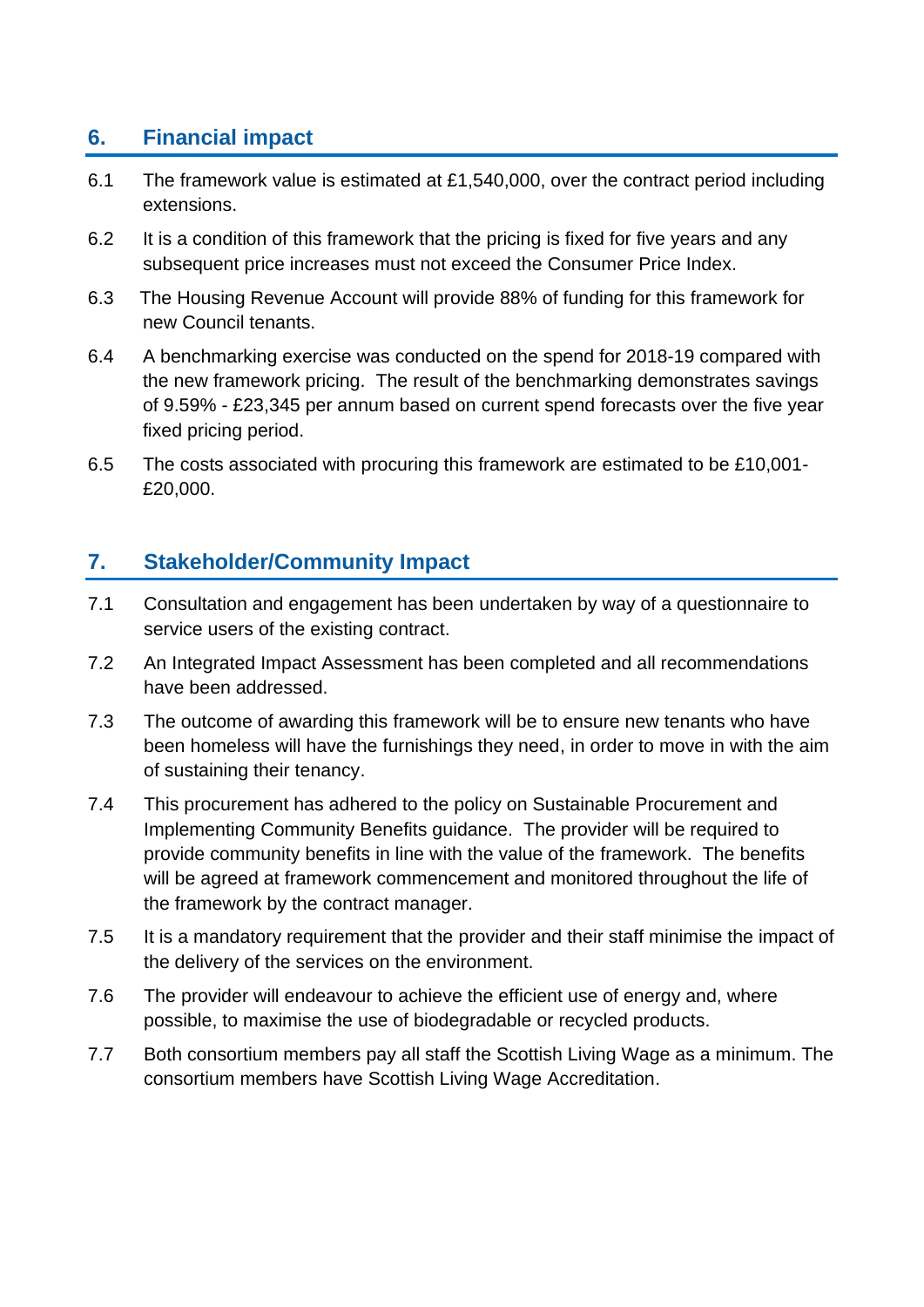## 6. Financial impact

6.1 The framework value is estimated at £1,540,000, over the contract period including extensions.

6.2 It is a condition of this framework that the pricing is fixed for five years and any subsequent price increases must not exceed the Consumer Price Index.

6.3 The Housing Revenue Account will provide 88% of funding for this framework for new Council tenants.

6.4 A benchmarking exercise was conducted on the spend for 2018-19 compared with the new framework pricing. The result of the benchmarking demonstrates savings of 9.59% - £23,345 per annum based on current spend forecasts over the five year fixed pricing period.

6.5 The costs associated with procuring this framework are estimated to be £10,001-£20,000.

## 7. Stakeholder/Community Impact

7.1 Consultation and engagement has been undertaken by way of a questionnaire to service users of the existing contract.

7.2 An Integrated Impact Assessment has been completed and all recommendations have been addressed.

7.3 The outcome of awarding this framework will be to ensure new tenants who have been homeless will have the furnishings they need, in order to move in with the aim of sustaining their tenancy.

7.4 This procurement has adhered to the policy on Sustainable Procurement and Implementing Community Benefits guidance. The provider will be required to provide community benefits in line with the value of the framework. The benefits will be agreed at framework commencement and monitored throughout the life of the framework by the contract manager.

7.5 It is a mandatory requirement that the provider and their staff minimise the impact of the delivery of the services on the environment.

7.6 The provider will endeavour to achieve the efficient use of energy and, where possible, to maximise the use of biodegradable or recycled products.

7.7 Both consortium members pay all staff the Scottish Living Wage as a minimum. The consortium members have Scottish Living Wage Accreditation.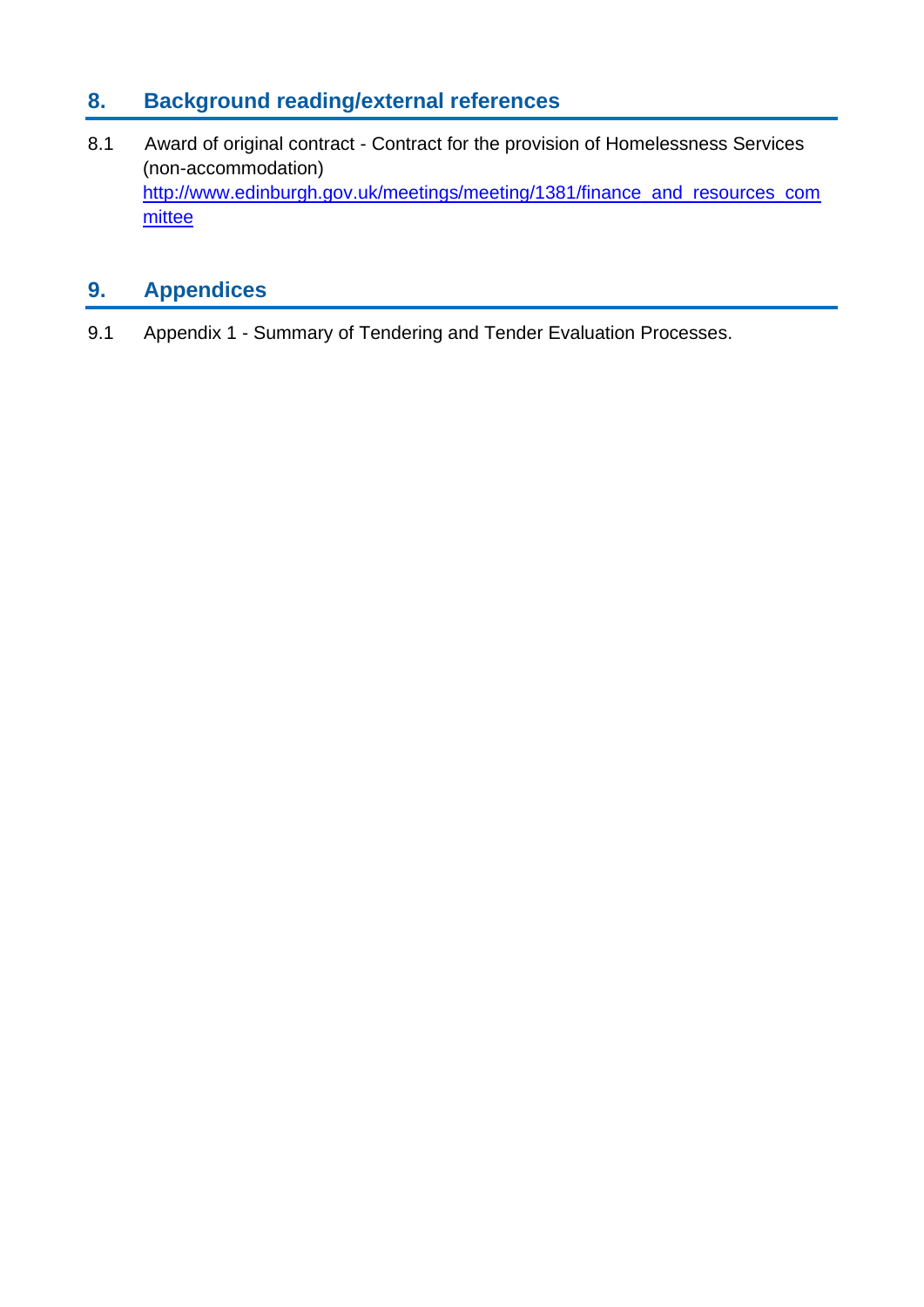## 8. Background reading/external references

8.1 Award of original contract - Contract for the provision of Homelessness Services (non-accommodation)
[http://www.edinburgh.gov.uk/meetings/meeting/1381/finance_and_resources_committee](http://www.edinburgh.gov.uk/meetings/meeting/1381/finance_and_resources_committee)

## 9. Appendices

9.1 Appendix 1 - Summary of Tendering and Tender Evaluation Processes.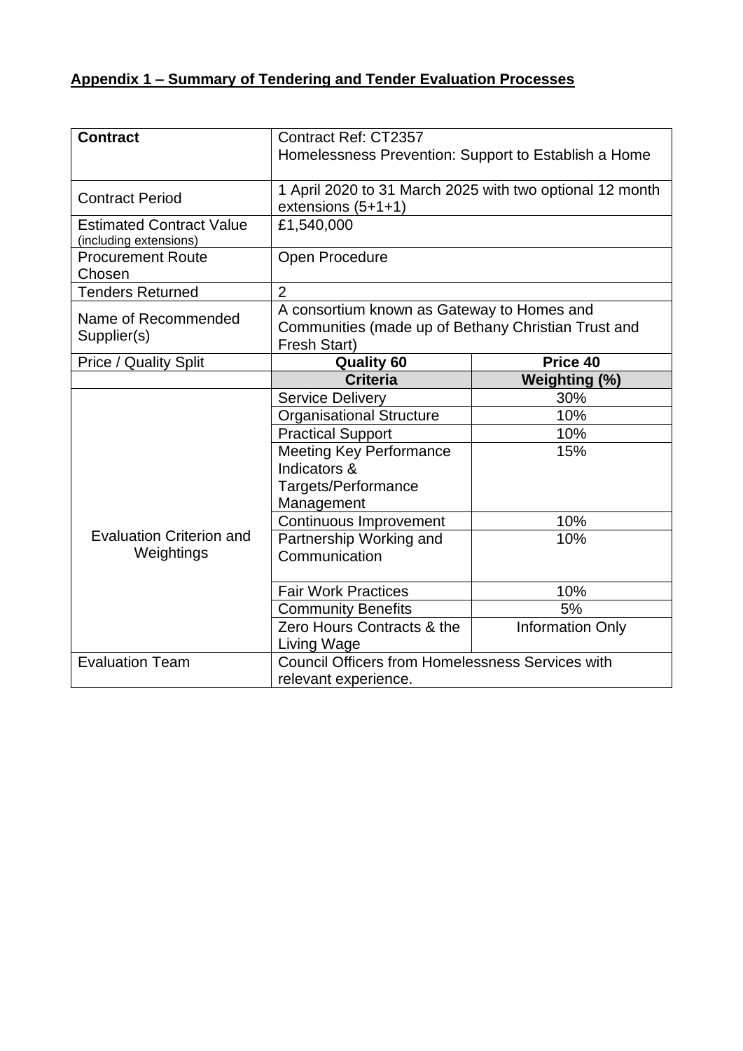**Appendix 1 – Summary of Tendering and Tender Evaluation Processes**

| | | |
|---|---|---|
| **Contract** | Contract Ref: CT2357<br>Homelessness Prevention: Support to Establish a Home | |
| Contract Period | 1 April 2020 to 31 March 2025 with two optional 12 month extensions (5+1+1) | |
| Estimated Contract Value (including extensions) | £1,540,000 | |
| Procurement Route Chosen | Open Procedure | |
| Tenders Returned | 2 | |
| Name of Recommended Supplier(s) | A consortium known as Gateway to Homes and Communities (made up of Bethany Christian Trust and Fresh Start) | |
| Price / Quality Split | **Quality 60** | **Price 40** |
| | **Criteria** | **Weighting (%)** |
| Evaluation Criterion and Weightings | Service Delivery | 30% |
| | Organisational Structure | 10% |
| | Practical Support | 10% |
| | Meeting Key Performance Indicators & Targets/Performance Management | 15% |
| | Continuous Improvement | 10% |
| | Partnership Working and Communication | 10% |
| | Fair Work Practices | 10% |
| | Community Benefits | 5% |
| | Zero Hours Contracts & the Living Wage | Information Only |
| Evaluation Team | Council Officers from Homelessness Services with relevant experience. | |